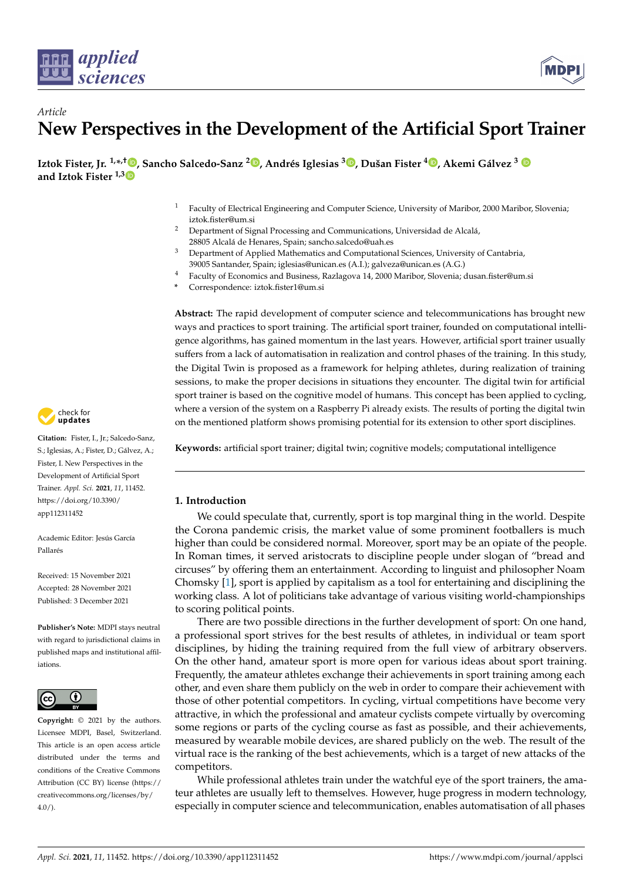*Article*

# New Perspectives in the Development of the Artificial Sport Trainer

**Iztok Fister, Jr. [1,*,†], Sancho Salcedo-Sanz [2], Andrés Iglesias [3], Dušan Fister [4], Akemi Gálvez [3] and Iztok Fister [1,3]**

1 Faculty of Electrical Engineering and Computer Science, University of Maribor, 2000 Maribor, Slovenia; iztok.fister@um.si
2 Department of Signal Processing and Communications, Universidad de Alcalá, 28805 Alcalá de Henares, Spain; sancho.salcedo@uah.es
3 Department of Applied Mathematics and Computational Sciences, University of Cantabria, 39005 Santander, Spain; iglesias@unican.es (A.I.); galveza@unican.es (A.G.)
4 Faculty of Economics and Business, Razlagova 14, 2000 Maribor, Slovenia; dusan.fister@um.si
* Correspondence: iztok.fister1@um.si

**Abstract:** The rapid development of computer science and telecommunications has brought new ways and practices to sport training. The artificial sport trainer, founded on computational intelligence algorithms, has gained momentum in the last years. However, artificial sport trainer usually suffers from a lack of automatisation in realization and control phases of the training. In this study, the Digital Twin is proposed as a framework for helping athletes, during realization of training sessions, to make the proper decisions in situations they encounter. The digital twin for artificial sport trainer is based on the cognitive model of humans. This concept has been applied to cycling, where a version of the system on a Raspberry Pi already exists. The results of porting the digital twin on the mentioned platform shows promising potential for its extension to other sport disciplines.

**Keywords:** artificial sport trainer; digital twin; cognitive models; computational intelligence

**Citation:** Fister, I., Jr.; Salcedo-Sanz, S.; Iglesias, A.; Fister, D.; Gálvez, A.; Fister, I. New Perspectives in the Development of Artificial Sport Trainer. *Appl. Sci.* **2021**, *11*, 11452. https://doi.org/10.3390/app112311452

Academic Editor: Jesús García Pallarés

Received: 15 November 2021
Accepted: 28 November 2021
Published: 3 December 2021

**Publisher's Note:** MDPI stays neutral with regard to jurisdictional claims in published maps and institutional affiliations.

**Copyright:** © 2021 by the authors. Licensee MDPI, Basel, Switzerland. This article is an open access article distributed under the terms and conditions of the Creative Commons Attribution (CC BY) license (https://creativecommons.org/licenses/by/4.0/).

## 1. Introduction

We could speculate that, currently, sport is top marginal thing in the world. Despite the Corona pandemic crisis, the market value of some prominent footballers is much higher than could be considered normal. Moreover, sport may be an opiate of the people. In Roman times, it served aristocrats to discipline people under slogan of "bread and circuses" by offering them an entertainment. According to linguist and philosopher Noam Chomsky [1], sport is applied by capitalism as a tool for entertaining and disciplining the working class. A lot of politicians take advantage of various visiting world-championships to scoring political points.

There are two possible directions in the further development of sport: On one hand, a professional sport strives for the best results of athletes, in individual or team sport disciplines, by hiding the training required from the full view of arbitrary observers. On the other hand, amateur sport is more open for various ideas about sport training. Frequently, the amateur athletes exchange their achievements in sport training among each other, and even share them publicly on the web in order to compare their achievement with those of other potential competitors. In cycling, virtual competitions have become very attractive, in which the professional and amateur cyclists compete virtually by overcoming some regions or parts of the cycling course as fast as possible, and their achievements, measured by wearable mobile devices, are shared publicly on the web. The result of the virtual race is the ranking of the best achievements, which is a target of new attacks of the competitors.

While professional athletes train under the watchful eye of the sport trainers, the amateur athletes are usually left to themselves. However, huge progress in modern technology, especially in computer science and telecommunication, enables automatisation of all phases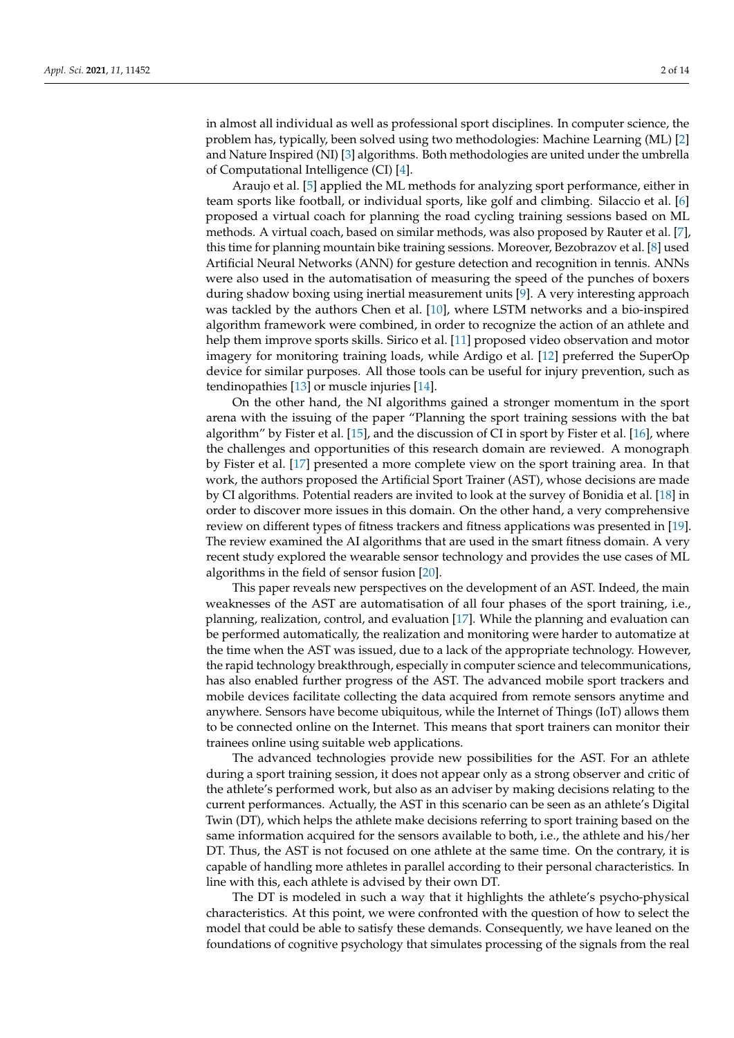in almost all individual as well as professional sport disciplines. In computer science, the problem has, typically, been solved using two methodologies: Machine Learning (ML) [2] and Nature Inspired (NI) [3] algorithms. Both methodologies are united under the umbrella of Computational Intelligence (CI) [4].

Araujo et al. [5] applied the ML methods for analyzing sport performance, either in team sports like football, or individual sports, like golf and climbing. Silaccio et al. [6] proposed a virtual coach for planning the road cycling training sessions based on ML methods. A virtual coach, based on similar methods, was also proposed by Rauter et al. [7], this time for planning mountain bike training sessions. Moreover, Bezobrazov et al. [8] used Artificial Neural Networks (ANN) for gesture detection and recognition in tennis. ANNs were also used in the automatisation of measuring the speed of the punches of boxers during shadow boxing using inertial measurement units [9]. A very interesting approach was tackled by the authors Chen et al. [10], where LSTM networks and a bio-inspired algorithm framework were combined, in order to recognize the action of an athlete and help them improve sports skills. Sirico et al. [11] proposed video observation and motor imagery for monitoring training loads, while Ardigo et al. [12] preferred the SuperOp device for similar purposes. All those tools can be useful for injury prevention, such as tendinopathies [13] or muscle injuries [14].

On the other hand, the NI algorithms gained a stronger momentum in the sport arena with the issuing of the paper "Planning the sport training sessions with the bat algorithm" by Fister et al. [15], and the discussion of CI in sport by Fister et al. [16], where the challenges and opportunities of this research domain are reviewed. A monograph by Fister et al. [17] presented a more complete view on the sport training area. In that work, the authors proposed the Artificial Sport Trainer (AST), whose decisions are made by CI algorithms. Potential readers are invited to look at the survey of Bonidia et al. [18] in order to discover more issues in this domain. On the other hand, a very comprehensive review on different types of fitness trackers and fitness applications was presented in [19]. The review examined the AI algorithms that are used in the smart fitness domain. A very recent study explored the wearable sensor technology and provides the use cases of ML algorithms in the field of sensor fusion [20].

This paper reveals new perspectives on the development of an AST. Indeed, the main weaknesses of the AST are automatisation of all four phases of the sport training, i.e., planning, realization, control, and evaluation [17]. While the planning and evaluation can be performed automatically, the realization and monitoring were harder to automatize at the time when the AST was issued, due to a lack of the appropriate technology. However, the rapid technology breakthrough, especially in computer science and telecommunications, has also enabled further progress of the AST. The advanced mobile sport trackers and mobile devices facilitate collecting the data acquired from remote sensors anytime and anywhere. Sensors have become ubiquitous, while the Internet of Things (IoT) allows them to be connected online on the Internet. This means that sport trainers can monitor their trainees online using suitable web applications.

The advanced technologies provide new possibilities for the AST. For an athlete during a sport training session, it does not appear only as a strong observer and critic of the athlete's performed work, but also as an adviser by making decisions relating to the current performances. Actually, the AST in this scenario can be seen as an athlete's Digital Twin (DT), which helps the athlete make decisions referring to sport training based on the same information acquired for the sensors available to both, i.e., the athlete and his/her DT. Thus, the AST is not focused on one athlete at the same time. On the contrary, it is capable of handling more athletes in parallel according to their personal characteristics. In line with this, each athlete is advised by their own DT.

The DT is modeled in such a way that it highlights the athlete's psycho-physical characteristics. At this point, we were confronted with the question of how to select the model that could be able to satisfy these demands. Consequently, we have leaned on the foundations of cognitive psychology that simulates processing of the signals from the real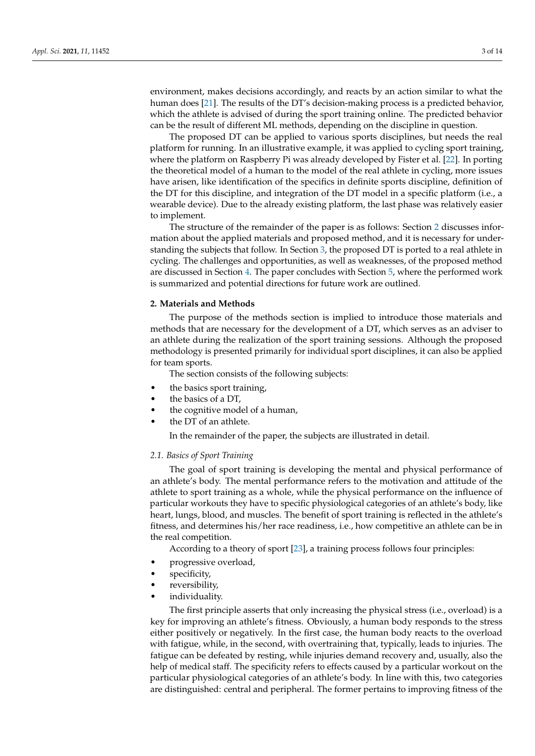environment, makes decisions accordingly, and reacts by an action similar to what the human does [21]. The results of the DT's decision-making process is a predicted behavior, which the athlete is advised of during the sport training online. The predicted behavior can be the result of different ML methods, depending on the discipline in question.

The proposed DT can be applied to various sports disciplines, but needs the real platform for running. In an illustrative example, it was applied to cycling sport training, where the platform on Raspberry Pi was already developed by Fister et al. [22]. In porting the theoretical model of a human to the model of the real athlete in cycling, more issues have arisen, like identification of the specifics in definite sports discipline, definition of the DT for this discipline, and integration of the DT model in a specific platform (i.e., a wearable device). Due to the already existing platform, the last phase was relatively easier to implement.

The structure of the remainder of the paper is as follows: Section 2 discusses information about the applied materials and proposed method, and it is necessary for understanding the subjects that follow. In Section 3, the proposed DT is ported to a real athlete in cycling. The challenges and opportunities, as well as weaknesses, of the proposed method are discussed in Section 4. The paper concludes with Section 5, where the performed work is summarized and potential directions for future work are outlined.

## 2. Materials and Methods

The purpose of the methods section is implied to introduce those materials and methods that are necessary for the development of a DT, which serves as an adviser to an athlete during the realization of the sport training sessions. Although the proposed methodology is presented primarily for individual sport disciplines, it can also be applied for team sports.

The section consists of the following subjects:

- the basics sport training,
- the basics of a DT,
- the cognitive model of a human,
- the DT of an athlete.

In the remainder of the paper, the subjects are illustrated in detail.

### *2.1. Basics of Sport Training*

The goal of sport training is developing the mental and physical performance of an athlete's body. The mental performance refers to the motivation and attitude of the athlete to sport training as a whole, while the physical performance on the influence of particular workouts they have to specific physiological categories of an athlete's body, like heart, lungs, blood, and muscles. The benefit of sport training is reflected in the athlete's fitness, and determines his/her race readiness, i.e., how competitive an athlete can be in the real competition.

According to a theory of sport [23], a training process follows four principles:

- progressive overload,
- specificity,
- reversibility,
- individuality.

The first principle asserts that only increasing the physical stress (i.e., overload) is a key for improving an athlete's fitness. Obviously, a human body responds to the stress either positively or negatively. In the first case, the human body reacts to the overload with fatigue, while, in the second, with overtraining that, typically, leads to injuries. The fatigue can be defeated by resting, while injuries demand recovery and, usually, also the help of medical staff. The specificity refers to effects caused by a particular workout on the particular physiological categories of an athlete's body. In line with this, two categories are distinguished: central and peripheral. The former pertains to improving fitness of the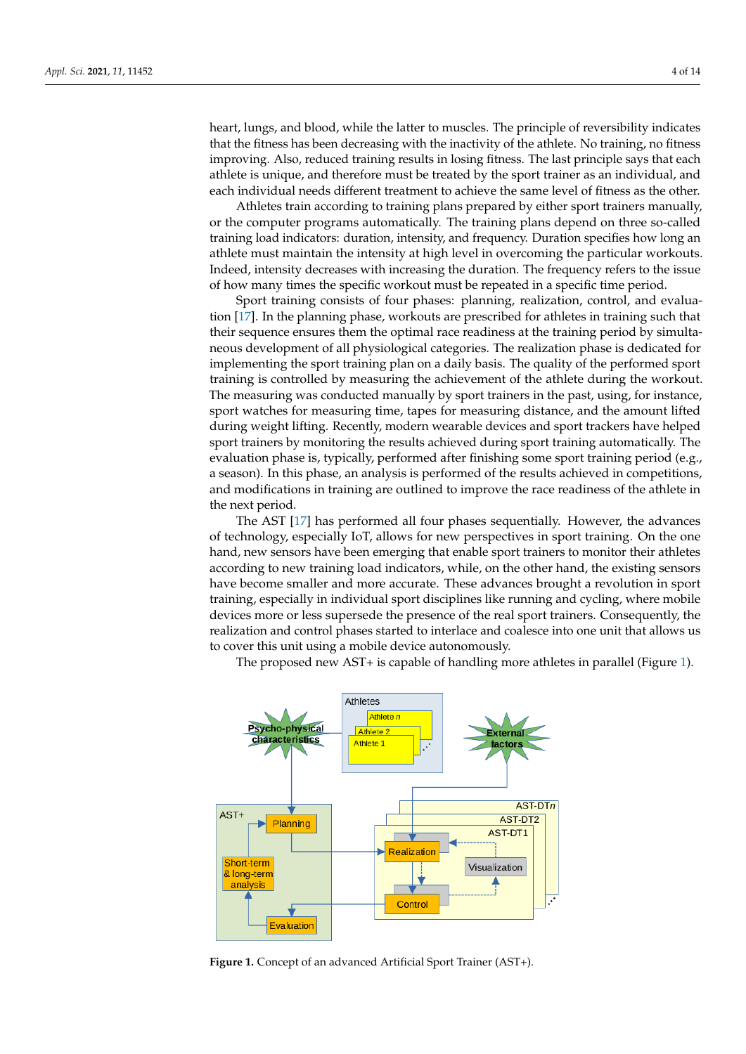heart, lungs, and blood, while the latter to muscles. The principle of reversibility indicates that the fitness has been decreasing with the inactivity of the athlete. No training, no fitness improving. Also, reduced training results in losing fitness. The last principle says that each athlete is unique, and therefore must be treated by the sport trainer as an individual, and each individual needs different treatment to achieve the same level of fitness as the other.

Athletes train according to training plans prepared by either sport trainers manually, or the computer programs automatically. The training plans depend on three so-called training load indicators: duration, intensity, and frequency. Duration specifies how long an athlete must maintain the intensity at high level in overcoming the particular workouts. Indeed, intensity decreases with increasing the duration. The frequency refers to the issue of how many times the specific workout must be repeated in a specific time period.

Sport training consists of four phases: planning, realization, control, and evaluation [17]. In the planning phase, workouts are prescribed for athletes in training such that their sequence ensures them the optimal race readiness at the training period by simultaneous development of all physiological categories. The realization phase is dedicated for implementing the sport training plan on a daily basis. The quality of the performed sport training is controlled by measuring the achievement of the athlete during the workout. The measuring was conducted manually by sport trainers in the past, using, for instance, sport watches for measuring time, tapes for measuring distance, and the amount lifted during weight lifting. Recently, modern wearable devices and sport trackers have helped sport trainers by monitoring the results achieved during sport training automatically. The evaluation phase is, typically, performed after finishing some sport training period (e.g., a season). In this phase, an analysis is performed of the results achieved in competitions, and modifications in training are outlined to improve the race readiness of the athlete in the next period.

The AST [17] has performed all four phases sequentially. However, the advances of technology, especially IoT, allows for new perspectives in sport training. On the one hand, new sensors have been emerging that enable sport trainers to monitor their athletes according to new training load indicators, while, on the other hand, the existing sensors have become smaller and more accurate. These advances brought a revolution in sport training, especially in individual sport disciplines like running and cycling, where mobile devices more or less supersede the presence of the real sport trainers. Consequently, the realization and control phases started to interlace and coalesce into one unit that allows us to cover this unit using a mobile device autonomously.

The proposed new AST+ is capable of handling more athletes in parallel (Figure 1).

**Figure 1.** Concept of an advanced Artificial Sport Trainer (AST+).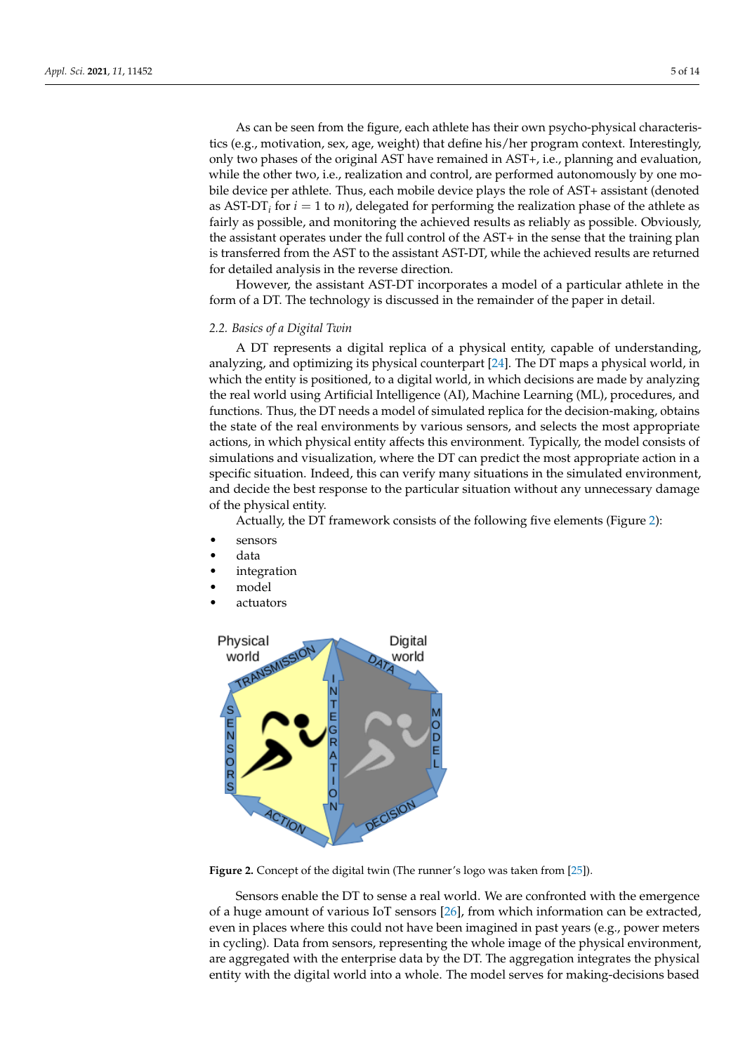As can be seen from the figure, each athlete has their own psycho-physical characteristics (e.g., motivation, sex, age, weight) that define his/her program context. Interestingly, only two phases of the original AST have remained in AST+, i.e., planning and evaluation, while the other two, i.e., realization and control, are performed autonomously by one mobile device per athlete. Thus, each mobile device plays the role of AST+ assistant (denoted as AST-DT$_i$ for $i = 1$ to $n$), delegated for performing the realization phase of the athlete as fairly as possible, and monitoring the achieved results as reliably as possible. Obviously, the assistant operates under the full control of the AST+ in the sense that the training plan is transferred from the AST to the assistant AST-DT, while the achieved results are returned for detailed analysis in the reverse direction.

However, the assistant AST-DT incorporates a model of a particular athlete in the form of a DT. The technology is discussed in the remainder of the paper in detail.

### 2.2. Basics of a Digital Twin

A DT represents a digital replica of a physical entity, capable of understanding, analyzing, and optimizing its physical counterpart [24]. The DT maps a physical world, in which the entity is positioned, to a digital world, in which decisions are made by analyzing the real world using Artificial Intelligence (AI), Machine Learning (ML), procedures, and functions. Thus, the DT needs a model of simulated replica for the decision-making, obtains the state of the real environments by various sensors, and selects the most appropriate actions, in which physical entity affects this environment. Typically, the model consists of simulations and visualization, where the DT can predict the most appropriate action in a specific situation. Indeed, this can verify many situations in the simulated environment, and decide the best response to the particular situation without any unnecessary damage of the physical entity.

Actually, the DT framework consists of the following five elements (Figure 2):

- sensors
- data
- integration
- model
- actuators

**Figure 2.** Concept of the digital twin (The runner's logo was taken from [25]).

Sensors enable the DT to sense a real world. We are confronted with the emergence of a huge amount of various IoT sensors [26], from which information can be extracted, even in places where this could not have been imagined in past years (e.g., power meters in cycling). Data from sensors, representing the whole image of the physical environment, are aggregated with the enterprise data by the DT. The aggregation integrates the physical entity with the digital world into a whole. The model serves for making-decisions based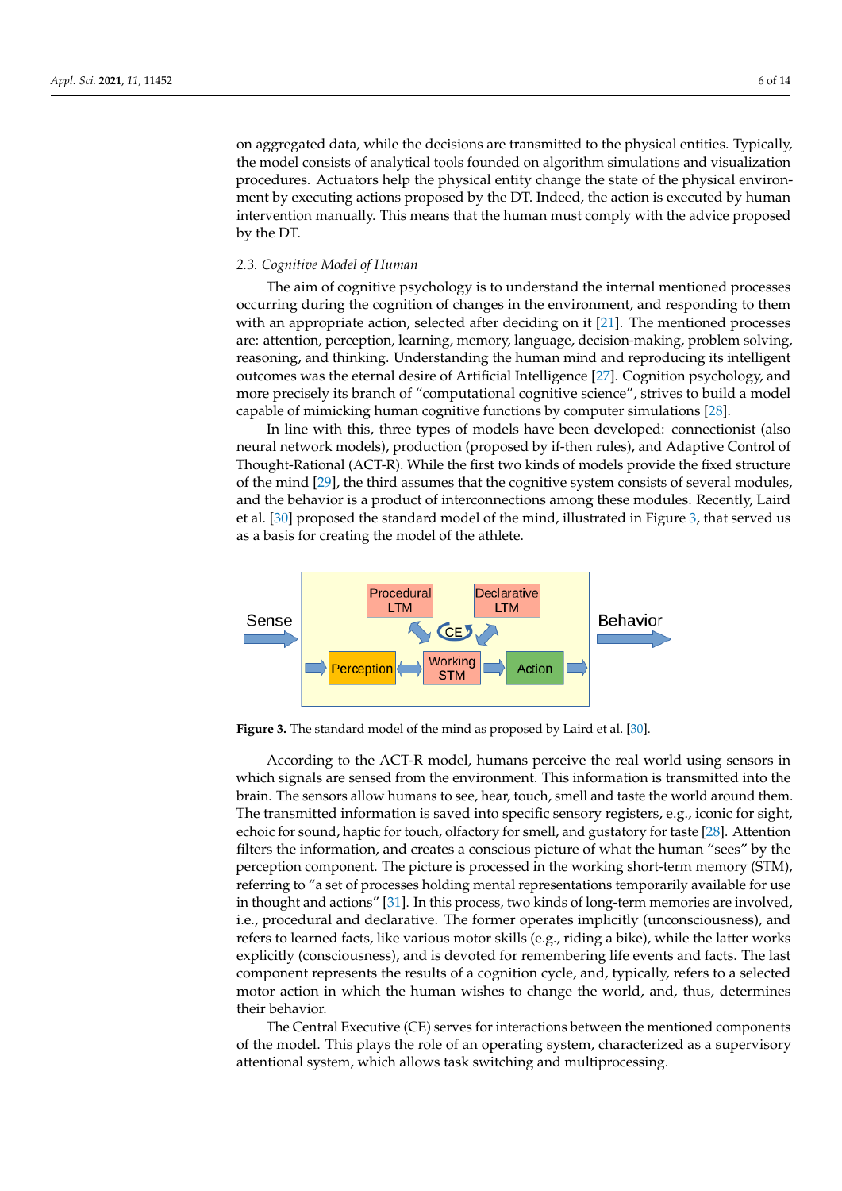on aggregated data, while the decisions are transmitted to the physical entities. Typically, the model consists of analytical tools founded on algorithm simulations and visualization procedures. Actuators help the physical entity change the state of the physical environment by executing actions proposed by the DT. Indeed, the action is executed by human intervention manually. This means that the human must comply with the advice proposed by the DT.

### 2.3. Cognitive Model of Human

The aim of cognitive psychology is to understand the internal mentioned processes occurring during the cognition of changes in the environment, and responding to them with an appropriate action, selected after deciding on it [21]. The mentioned processes are: attention, perception, learning, memory, language, decision-making, problem solving, reasoning, and thinking. Understanding the human mind and reproducing its intelligent outcomes was the eternal desire of Artificial Intelligence [27]. Cognition psychology, and more precisely its branch of "computational cognitive science", strives to build a model capable of mimicking human cognitive functions by computer simulations [28].

In line with this, three types of models have been developed: connectionist (also neural network models), production (proposed by if-then rules), and Adaptive Control of Thought-Rational (ACT-R). While the first two kinds of models provide the fixed structure of the mind [29], the third assumes that the cognitive system consists of several modules, and the behavior is a product of interconnections among these modules. Recently, Laird et al. [30] proposed the standard model of the mind, illustrated in Figure 3, that served us as a basis for creating the model of the athlete.

**Figure 3.** The standard model of the mind as proposed by Laird et al. [30].

According to the ACT-R model, humans perceive the real world using sensors in which signals are sensed from the environment. This information is transmitted into the brain. The sensors allow humans to see, hear, touch, smell and taste the world around them. The transmitted information is saved into specific sensory registers, e.g., iconic for sight, echoic for sound, haptic for touch, olfactory for smell, and gustatory for taste [28]. Attention filters the information, and creates a conscious picture of what the human "sees" by the perception component. The picture is processed in the working short-term memory (STM), referring to "a set of processes holding mental representations temporarily available for use in thought and actions" [31]. In this process, two kinds of long-term memories are involved, i.e., procedural and declarative. The former operates implicitly (unconsciousness), and refers to learned facts, like various motor skills (e.g., riding a bike), while the latter works explicitly (consciousness), and is devoted for remembering life events and facts. The last component represents the results of a cognition cycle, and, typically, refers to a selected motor action in which the human wishes to change the world, and, thus, determines their behavior.

The Central Executive (CE) serves for interactions between the mentioned components of the model. This plays the role of an operating system, characterized as a supervisory attentional system, which allows task switching and multiprocessing.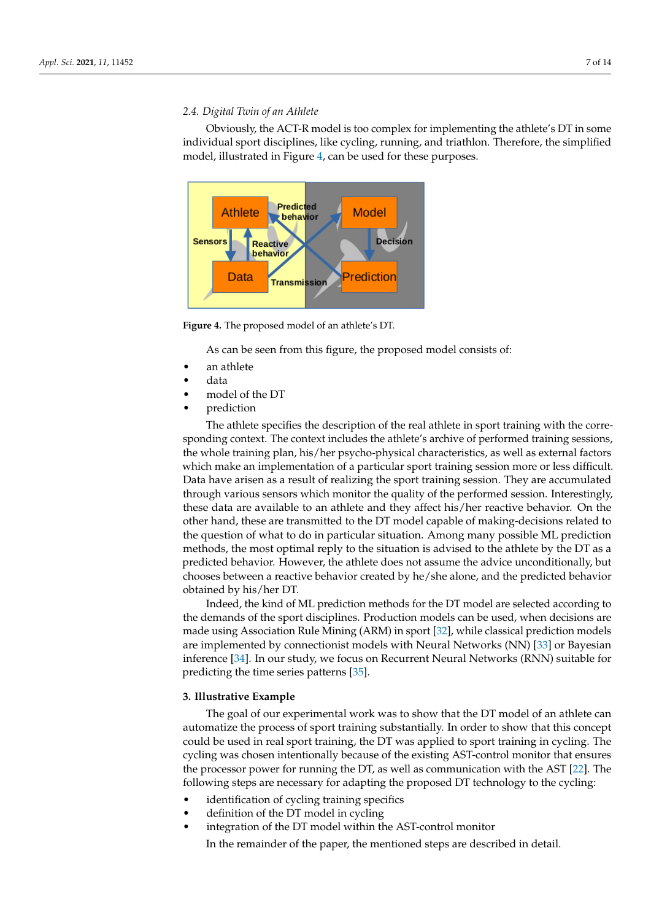### 2.4. Digital Twin of an Athlete

Obviously, the ACT-R model is too complex for implementing the athlete's DT in some individual sport disciplines, like cycling, running, and triathlon. Therefore, the simplified model, illustrated in Figure 4, can be used for these purposes.

**Figure 4.** The proposed model of an athlete's DT.

As can be seen from this figure, the proposed model consists of:

- an athlete
- data
- model of the DT
- prediction

The athlete specifies the description of the real athlete in sport training with the corresponding context. The context includes the athlete's archive of performed training sessions, the whole training plan, his/her psycho-physical characteristics, as well as external factors which make an implementation of a particular sport training session more or less difficult. Data have arisen as a result of realizing the sport training session. They are accumulated through various sensors which monitor the quality of the performed session. Interestingly, these data are available to an athlete and they affect his/her reactive behavior. On the other hand, these are transmitted to the DT model capable of making-decisions related to the question of what to do in particular situation. Among many possible ML prediction methods, the most optimal reply to the situation is advised to the athlete by the DT as a predicted behavior. However, the athlete does not assume the advice unconditionally, but chooses between a reactive behavior created by he/she alone, and the predicted behavior obtained by his/her DT.

Indeed, the kind of ML prediction methods for the DT model are selected according to the demands of the sport disciplines. Production models can be used, when decisions are made using Association Rule Mining (ARM) in sport [32], while classical prediction models are implemented by connectionist models with Neural Networks (NN) [33] or Bayesian inference [34]. In our study, we focus on Recurrent Neural Networks (RNN) suitable for predicting the time series patterns [35].

## 3. Illustrative Example

The goal of our experimental work was to show that the DT model of an athlete can automatize the process of sport training substantially. In order to show that this concept could be used in real sport training, the DT was applied to sport training in cycling. The cycling was chosen intentionally because of the existing AST-control monitor that ensures the processor power for running the DT, as well as communication with the AST [22]. The following steps are necessary for adapting the proposed DT technology to the cycling:

- identification of cycling training specifics
- definition of the DT model in cycling
- integration of the DT model within the AST-control monitor

In the remainder of the paper, the mentioned steps are described in detail.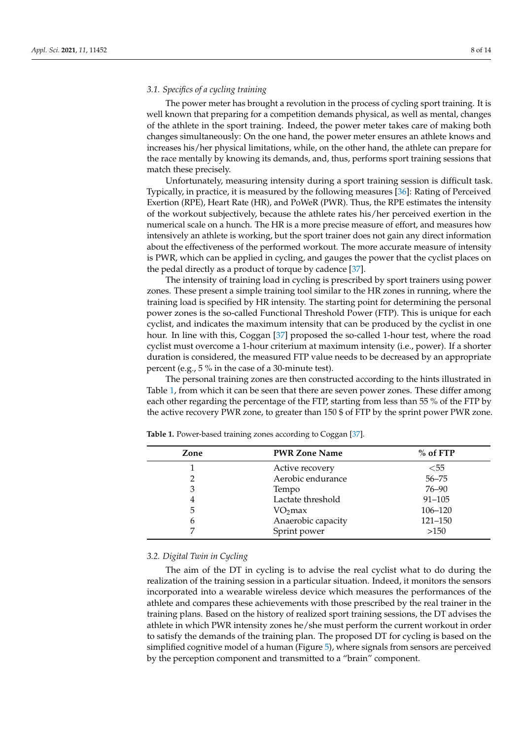### 3.1. Specifics of a cycling training

The power meter has brought a revolution in the process of cycling sport training. It is well known that preparing for a competition demands physical, as well as mental, changes of the athlete in the sport training. Indeed, the power meter takes care of making both changes simultaneously: On the one hand, the power meter ensures an athlete knows and increases his/her physical limitations, while, on the other hand, the athlete can prepare for the race mentally by knowing its demands, and, thus, performs sport training sessions that match these precisely.

Unfortunately, measuring intensity during a sport training session is difficult task. Typically, in practice, it is measured by the following measures [36]: Rating of Perceived Exertion (RPE), Heart Rate (HR), and PoWeR (PWR). Thus, the RPE estimates the intensity of the workout subjectively, because the athlete rates his/her perceived exertion in the numerical scale on a hunch. The HR is a more precise measure of effort, and measures how intensively an athlete is working, but the sport trainer does not gain any direct information about the effectiveness of the performed workout. The more accurate measure of intensity is PWR, which can be applied in cycling, and gauges the power that the cyclist places on the pedal directly as a product of torque by cadence [37].

The intensity of training load in cycling is prescribed by sport trainers using power zones. These present a simple training tool similar to the HR zones in running, where the training load is specified by HR intensity. The starting point for determining the personal power zones is the so-called Functional Threshold Power (FTP). This is unique for each cyclist, and indicates the maximum intensity that can be produced by the cyclist in one hour. In line with this, Coggan [37] proposed the so-called 1-hour test, where the road cyclist must overcome a 1-hour criterium at maximum intensity (i.e., power). If a shorter duration is considered, the measured FTP value needs to be decreased by an appropriate percent (e.g., 5 % in the case of a 30-minute test).

The personal training zones are then constructed according to the hints illustrated in Table 1, from which it can be seen that there are seven power zones. These differ among each other regarding the percentage of the FTP, starting from less than 55 % of the FTP by the active recovery PWR zone, to greater than 150 $ of FTP by the sprint power PWR zone.

**Table 1.** Power-based training zones according to Coggan [37].

| Zone | PWR Zone Name | % of FTP |
|---|---|---|
| 1 | Active recovery | <55 |
| 2 | Aerobic endurance | 56–75 |
| 3 | Tempo | 76–90 |
| 4 | Lactate threshold | 91–105 |
| 5 | $VO_2$max | 106–120 |
| 6 | Anaerobic capacity | 121–150 |
| 7 | Sprint power | >150 |

### 3.2. Digital Twin in Cycling

The aim of the DT in cycling is to advise the real cyclist what to do during the realization of the training session in a particular situation. Indeed, it monitors the sensors incorporated into a wearable wireless device which measures the performances of the athlete and compares these achievements with those prescribed by the real trainer in the training plans. Based on the history of realized sport training sessions, the DT advises the athlete in which PWR intensity zones he/she must perform the current workout in order to satisfy the demands of the training plan. The proposed DT for cycling is based on the simplified cognitive model of a human (Figure 5), where signals from sensors are perceived by the perception component and transmitted to a "brain" component.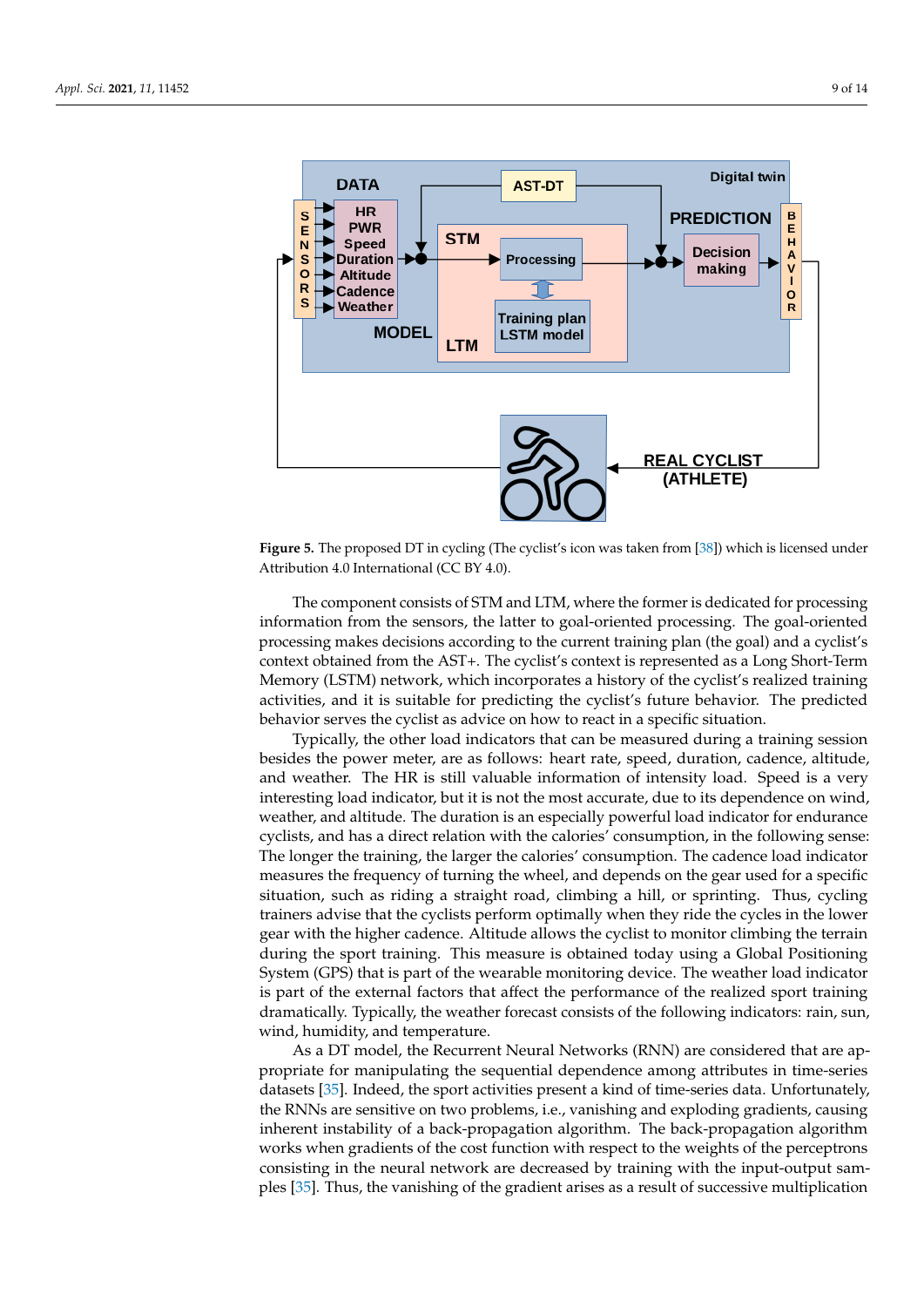**Figure 5.** The proposed DT in cycling (The cyclist's icon was taken from [38]) which is licensed under Attribution 4.0 International (CC BY 4.0).

The component consists of STM and LTM, where the former is dedicated for processing information from the sensors, the latter to goal-oriented processing. The goal-oriented processing makes decisions according to the current training plan (the goal) and a cyclist's context obtained from the AST+. The cyclist's context is represented as a Long Short-Term Memory (LSTM) network, which incorporates a history of the cyclist's realized training activities, and it is suitable for predicting the cyclist's future behavior. The predicted behavior serves the cyclist as advice on how to react in a specific situation.

Typically, the other load indicators that can be measured during a training session besides the power meter, are as follows: heart rate, speed, duration, cadence, altitude, and weather. The HR is still valuable information of intensity load. Speed is a very interesting load indicator, but it is not the most accurate, due to its dependence on wind, weather, and altitude. The duration is an especially powerful load indicator for endurance cyclists, and has a direct relation with the calories' consumption, in the following sense: The longer the training, the larger the calories' consumption. The cadence load indicator measures the frequency of turning the wheel, and depends on the gear used for a specific situation, such as riding a straight road, climbing a hill, or sprinting. Thus, cycling trainers advise that the cyclists perform optimally when they ride the cycles in the lower gear with the higher cadence. Altitude allows the cyclist to monitor climbing the terrain during the sport training. This measure is obtained today using a Global Positioning System (GPS) that is part of the wearable monitoring device. The weather load indicator is part of the external factors that affect the performance of the realized sport training dramatically. Typically, the weather forecast consists of the following indicators: rain, sun, wind, humidity, and temperature.

As a DT model, the Recurrent Neural Networks (RNN) are considered that are appropriate for manipulating the sequential dependence among attributes in time-series datasets [35]. Indeed, the sport activities present a kind of time-series data. Unfortunately, the RNNs are sensitive on two problems, i.e., vanishing and exploding gradients, causing inherent instability of a back-propagation algorithm. The back-propagation algorithm works when gradients of the cost function with respect to the weights of the perceptrons consisting in the neural network are decreased by training with the input-output samples [35]. Thus, the vanishing of the gradient arises as a result of successive multiplication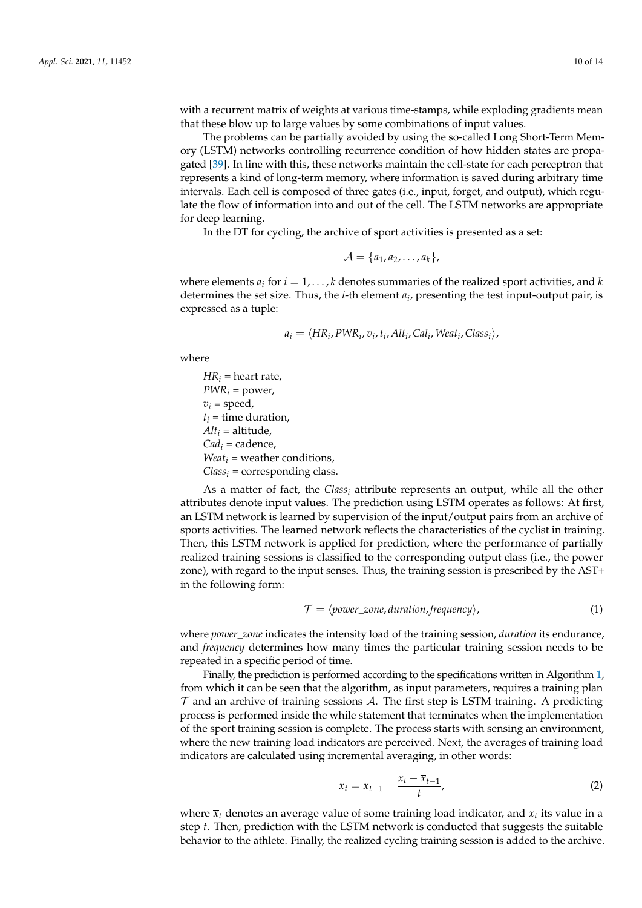with a recurrent matrix of weights at various time-stamps, while exploding gradients mean that these blow up to large values by some combinations of input values.

The problems can be partially avoided by using the so-called Long Short-Term Memory (LSTM) networks controlling recurrence condition of how hidden states are propagated [39]. In line with this, these networks maintain the cell-state for each perceptron that represents a kind of long-term memory, where information is saved during arbitrary time intervals. Each cell is composed of three gates (i.e., input, forget, and output), which regulate the flow of information into and out of the cell. The LSTM networks are appropriate for deep learning.

In the DT for cycling, the archive of sport activities is presented as a set:

$$\mathcal{A} = \{a_1, a_2, \ldots, a_k\},$$

where elements $a_i$ for $i = 1, \ldots, k$ denotes summaries of the realized sport activities, and $k$ determines the set size. Thus, the $i$-th element $a_i$, presenting the test input-output pair, is expressed as a tuple:

$$a_i = \langle HR_i, PWR_i, v_i, t_i, Alt_i, Cal_i, Weat_i, Class_i \rangle,$$

where

$HR_i$ = heart rate,
$PWR_i$ = power,
$v_i$ = speed,
$t_i$ = time duration,
$Alt_i$ = altitude,
$Cad_i$ = cadence,
$Weat_i$ = weather conditions,
$Class_i$ = corresponding class.

As a matter of fact, the $Class_i$ attribute represents an output, while all the other attributes denote input values. The prediction using LSTM operates as follows: At first, an LSTM network is learned by supervision of the input/output pairs from an archive of sports activities. The learned network reflects the characteristics of the cyclist in training. Then, this LSTM network is applied for prediction, where the performance of partially realized training sessions is classified to the corresponding output class (i.e., the power zone), with regard to the input senses. Thus, the training session is prescribed by the AST+ in the following form:

$$\mathcal{T} = \langle power\_zone, duration, frequency \rangle, \tag{1}$$

where *power_zone* indicates the intensity load of the training session, *duration* its endurance, and *frequency* determines how many times the particular training session needs to be repeated in a specific period of time.

Finally, the prediction is performed according to the specifications written in Algorithm 1, from which it can be seen that the algorithm, as input parameters, requires a training plan $\mathcal{T}$ and an archive of training sessions $\mathcal{A}$. The first step is LSTM training. A predicting process is performed inside the while statement that terminates when the implementation of the sport training session is complete. The process starts with sensing an environment, where the new training load indicators are perceived. Next, the averages of training load indicators are calculated using incremental averaging, in other words:

$$\overline{x}_t = \overline{x}_{t-1} + \frac{x_t - \overline{x}_{t-1}}{t}, \tag{2}$$

where $\overline{x}_t$ denotes an average value of some training load indicator, and $x_t$ its value in a step $t$. Then, prediction with the LSTM network is conducted that suggests the suitable behavior to the athlete. Finally, the realized cycling training session is added to the archive.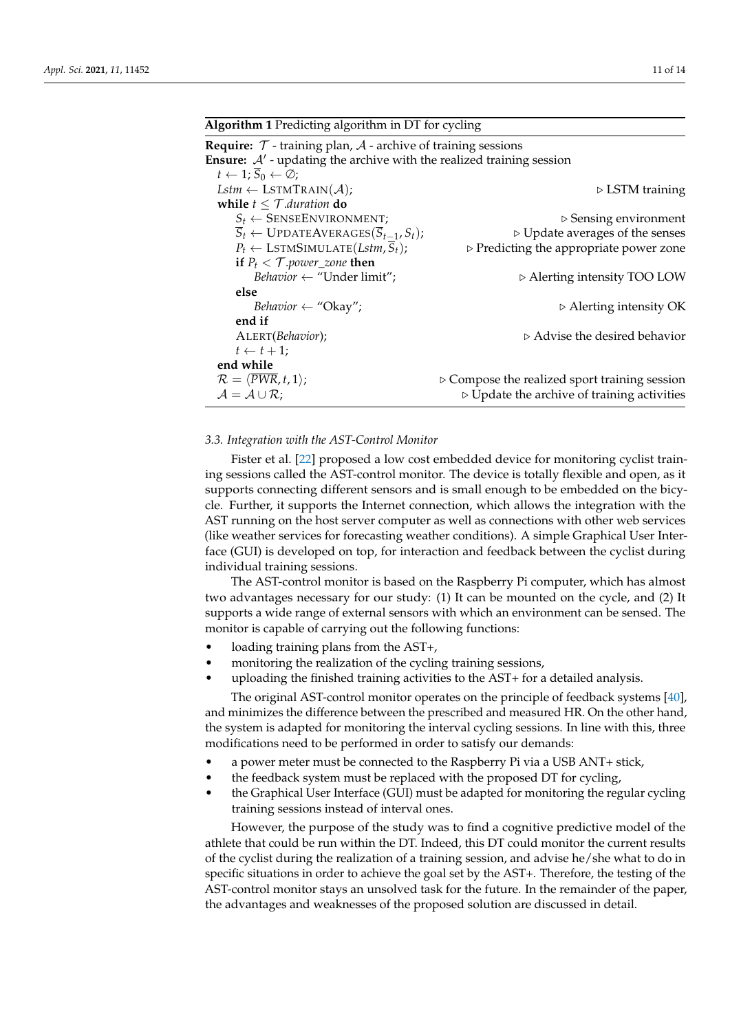**Algorithm 1** Predicting algorithm in DT for cycling

```
Require: T - training plan, A - archive of training sessions
Ensure: A' - updating the archive with the realized training session
  t ← 1; S̄_0 ← ∅;
  Lstm ← LSTMTRAIN(A);                          ▷ LSTM training
  while t ≤ T.duration do
      S_t ← SENSEENVIRONMENT;                   ▷ Sensing environment
      S̄_t ← UPDATEAVERAGES(S̄_{t−1}, S_t);       ▷ Update averages of the senses
      P_t ← LSTMSIMULATE(Lstm, S̄_t);            ▷ Predicting the appropriate power zone
      if P_t < T.power_zone then
          Behavior ← "Under limit";             ▷ Alerting intensity TOO LOW
      else
          Behavior ← "Okay";                    ▷ Alerting intensity OK
      end if
      ALERT(Behavior);                          ▷ Advise the desired behavior
      t ← t + 1;
  end while
  R = ⟨PWR̄, t, 1⟩;                              ▷ Compose the realized sport training session
  A = A ∪ R;                                    ▷ Update the archive of training activities
```

### 3.3. Integration with the AST-Control Monitor

Fister et al. [22] proposed a low cost embedded device for monitoring cyclist training sessions called the AST-control monitor. The device is totally flexible and open, as it supports connecting different sensors and is small enough to be embedded on the bicycle. Further, it supports the Internet connection, which allows the integration with the AST running on the host server computer as well as connections with other web services (like weather services for forecasting weather conditions). A simple Graphical User Interface (GUI) is developed on top, for interaction and feedback between the cyclist during individual training sessions.

The AST-control monitor is based on the Raspberry Pi computer, which has almost two advantages necessary for our study: (1) It can be mounted on the cycle, and (2) It supports a wide range of external sensors with which an environment can be sensed. The monitor is capable of carrying out the following functions:

- loading training plans from the AST+,
- monitoring the realization of the cycling training sessions,
- uploading the finished training activities to the AST+ for a detailed analysis.

The original AST-control monitor operates on the principle of feedback systems [40], and minimizes the difference between the prescribed and measured HR. On the other hand, the system is adapted for monitoring the interval cycling sessions. In line with this, three modifications need to be performed in order to satisfy our demands:

- a power meter must be connected to the Raspberry Pi via a USB ANT+ stick,
- the feedback system must be replaced with the proposed DT for cycling,
- the Graphical User Interface (GUI) must be adapted for monitoring the regular cycling training sessions instead of interval ones.

However, the purpose of the study was to find a cognitive predictive model of the athlete that could be run within the DT. Indeed, this DT could monitor the current results of the cyclist during the realization of a training session, and advise he/she what to do in specific situations in order to achieve the goal set by the AST+. Therefore, the testing of the AST-control monitor stays an unsolved task for the future. In the remainder of the paper, the advantages and weaknesses of the proposed solution are discussed in detail.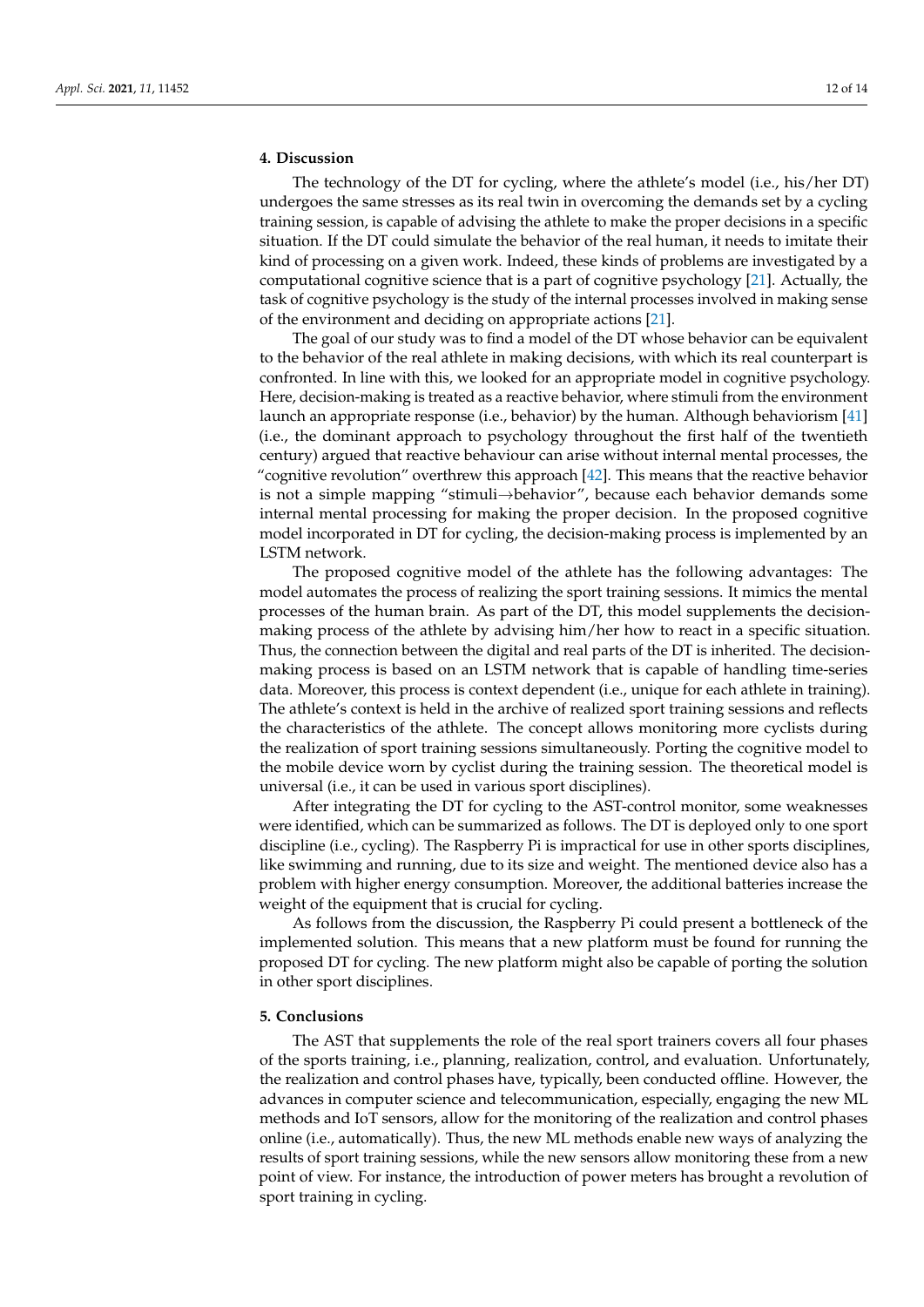## 4. Discussion

The technology of the DT for cycling, where the athlete's model (i.e., his/her DT) undergoes the same stresses as its real twin in overcoming the demands set by a cycling training session, is capable of advising the athlete to make the proper decisions in a specific situation. If the DT could simulate the behavior of the real human, it needs to imitate their kind of processing on a given work. Indeed, these kinds of problems are investigated by a computational cognitive science that is a part of cognitive psychology [21]. Actually, the task of cognitive psychology is the study of the internal processes involved in making sense of the environment and deciding on appropriate actions [21].

The goal of our study was to find a model of the DT whose behavior can be equivalent to the behavior of the real athlete in making decisions, with which its real counterpart is confronted. In line with this, we looked for an appropriate model in cognitive psychology. Here, decision-making is treated as a reactive behavior, where stimuli from the environment launch an appropriate response (i.e., behavior) by the human. Although behaviorism [41] (i.e., the dominant approach to psychology throughout the first half of the twentieth century) argued that reactive behaviour can arise without internal mental processes, the "cognitive revolution" overthrew this approach [42]. This means that the reactive behavior is not a simple mapping "stimuli→behavior", because each behavior demands some internal mental processing for making the proper decision. In the proposed cognitive model incorporated in DT for cycling, the decision-making process is implemented by an LSTM network.

The proposed cognitive model of the athlete has the following advantages: The model automates the process of realizing the sport training sessions. It mimics the mental processes of the human brain. As part of the DT, this model supplements the decision-making process of the athlete by advising him/her how to react in a specific situation. Thus, the connection between the digital and real parts of the DT is inherited. The decision-making process is based on an LSTM network that is capable of handling time-series data. Moreover, this process is context dependent (i.e., unique for each athlete in training). The athlete's context is held in the archive of realized sport training sessions and reflects the characteristics of the athlete. The concept allows monitoring more cyclists during the realization of sport training sessions simultaneously. Porting the cognitive model to the mobile device worn by cyclist during the training session. The theoretical model is universal (i.e., it can be used in various sport disciplines).

After integrating the DT for cycling to the AST-control monitor, some weaknesses were identified, which can be summarized as follows. The DT is deployed only to one sport discipline (i.e., cycling). The Raspberry Pi is impractical for use in other sports disciplines, like swimming and running, due to its size and weight. The mentioned device also has a problem with higher energy consumption. Moreover, the additional batteries increase the weight of the equipment that is crucial for cycling.

As follows from the discussion, the Raspberry Pi could present a bottleneck of the implemented solution. This means that a new platform must be found for running the proposed DT for cycling. The new platform might also be capable of porting the solution in other sport disciplines.

## 5. Conclusions

The AST that supplements the role of the real sport trainers covers all four phases of the sports training, i.e., planning, realization, control, and evaluation. Unfortunately, the realization and control phases have, typically, been conducted offline. However, the advances in computer science and telecommunication, especially, engaging the new ML methods and IoT sensors, allow for the monitoring of the realization and control phases online (i.e., automatically). Thus, the new ML methods enable new ways of analyzing the results of sport training sessions, while the new sensors allow monitoring these from a new point of view. For instance, the introduction of power meters has brought a revolution of sport training in cycling.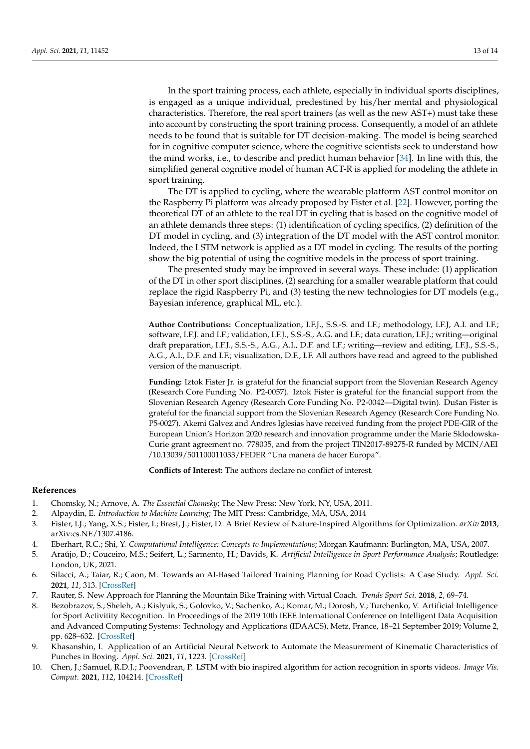In the sport training process, each athlete, especially in individual sports disciplines, is engaged as a unique individual, predestined by his/her mental and physiological characteristics. Therefore, the real sport trainers (as well as the new AST+) must take these into account by constructing the sport training process. Consequently, a model of an athlete needs to be found that is suitable for DT decision-making. The model is being searched for in cognitive computer science, where the cognitive scientists seek to understand how the mind works, i.e., to describe and predict human behavior [34]. In line with this, the simplified general cognitive model of human ACT-R is applied for modeling the athlete in sport training.

The DT is applied to cycling, where the wearable platform AST control monitor on the Raspberry Pi platform was already proposed by Fister et al. [22]. However, porting the theoretical DT of an athlete to the real DT in cycling that is based on the cognitive model of an athlete demands three steps: (1) identification of cycling specifics, (2) definition of the DT model in cycling, and (3) integration of the DT model with the AST control monitor. Indeed, the LSTM network is applied as a DT model in cycling. The results of the porting show the big potential of using the cognitive models in the process of sport training.

The presented study may be improved in several ways. These include: (1) application of the DT in other sport disciplines, (2) searching for a smaller wearable platform that could replace the rigid Raspberry Pi, and (3) testing the new technologies for DT models (e.g., Bayesian inference, graphical ML, etc.).

**Author Contributions:** Conceptualization, I.F.J., S.S.-S. and I.F.; methodology, I.F.J, A.I. and I.F.; software, I.F.J. and I.F.; validation, I.F.J., S.S.-S., A.G. and I.F.; data curation, I.F.J.; writing—original draft preparation, I.F.J., S.S.-S., A.G., A.I., D.F. and I.F.; writing—review and editing, I.F.J., S.S.-S., A.G., A.I., D.F. and I.F.; visualization, D.F., I.F. All authors have read and agreed to the published version of the manuscript.

**Funding:** Iztok Fister Jr. is grateful for the financial support from the Slovenian Research Agency (Research Core Funding No. P2-0057). Iztok Fister is grateful for the financial support from the Slovenian Research Agency (Research Core Funding No. P2-0042—Digital twin). Dušan Fister is grateful for the financial support from the Slovenian Research Agency (Research Core Funding No. P5-0027). Akemi Galvez and Andres Iglesias have received funding from the project PDE-GIR of the European Union's Horizon 2020 research and innovation programme under the Marie Sklodowska-Curie grant agreement no. 778035, and from the project TIN2017-89275-R funded by MCIN/AEI /10.13039/501100011033/FEDER "Una manera de hacer Europa".

**Conflicts of Interest:** The authors declare no conflict of interest.

## References

1. Chomsky, N.; Arnove, A. *The Essential Chomsky*; The New Press: New York, NY, USA, 2011.
2. Alpaydin, E. *Introduction to Machine Learning*; The MIT Press: Cambridge, MA, USA, 2014
3. Fister, I.J.; Yang, X.S.; Fister, I.; Brest, J.; Fister, D. A Brief Review of Nature-Inspired Algorithms for Optimization. *arXiv* **2013**, arXiv:cs.NE/1307.4186.
4. Eberhart, R.C.; Shi, Y. *Computational Intelligence: Concepts to Implementations*; Morgan Kaufmann: Burlington, MA, USA, 2007.
5. Araújo, D.; Couceiro, M.S.; Seifert, L.; Sarmento, H.; Davids, K. *Artificial Intelligence in Sport Performance Analysis*; Routledge: London, UK, 2021.
6. Silacci, A.; Taiar, R.; Caon, M. Towards an AI-Based Tailored Training Planning for Road Cyclists: A Case Study. *Appl. Sci.* **2021**, *11*, 313. [CrossRef]
7. Rauter, S. New Approach for Planning the Mountain Bike Training with Virtual Coach. *Trends Sport Sci.* **2018**, *2*, 69–74.
8. Bezobrazov, S.; Sheleh, A.; Kislyuk, S.; Golovko, V.; Sachenko, A.; Komar, M.; Dorosh, V.; Turchenko, V. Artificial Intelligence for Sport Actitivity Recognition. In Proceedings of the 2019 10th IEEE International Conference on Intelligent Data Acquisition and Advanced Computing Systems: Technology and Applications (IDAACS), Metz, France, 18–21 September 2019; Volume 2, pp. 628–632. [CrossRef]
9. Khasanshin, I. Application of an Artificial Neural Network to Automate the Measurement of Kinematic Characteristics of Punches in Boxing. *Appl. Sci.* **2021**, *11*, 1223. [CrossRef]
10. Chen, J.; Samuel, R.D.J.; Poovendran, P. LSTM with bio inspired algorithm for action recognition in sports videos. *Image Vis. Comput.* **2021**, *112*, 104214. [CrossRef]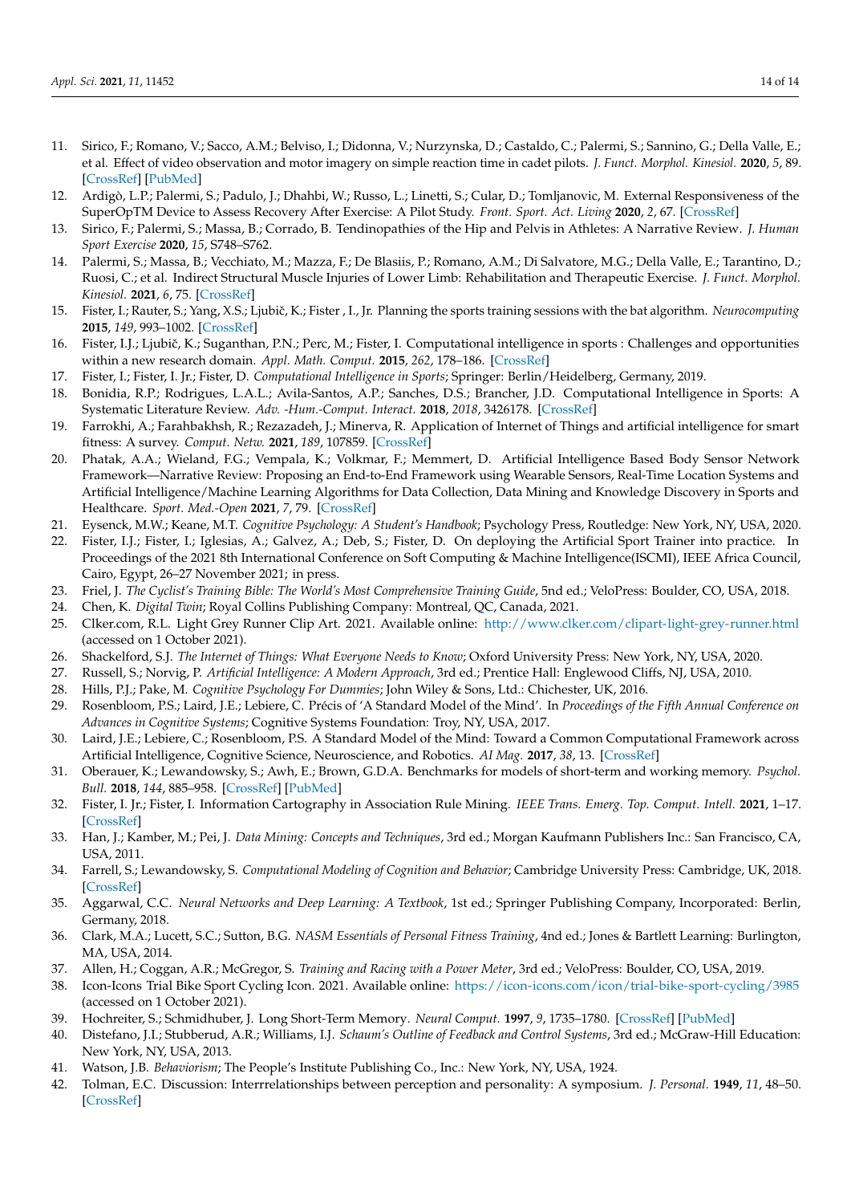11. Sirico, F.; Romano, V.; Sacco, A.M.; Belviso, I.; Didonna, V.; Nurzynska, D.; Castaldo, C.; Palermi, S.; Sannino, G.; Della Valle, E.; et al. Effect of video observation and motor imagery on simple reaction time in cadet pilots. *J. Funct. Morphol. Kinesiol.* **2020**, *5*, 89. [CrossRef] [PubMed]
12. Ardigò, L.P.; Palermi, S.; Padulo, J.; Dhahbi, W.; Russo, L.; Linetti, S.; Cular, D.; Tomljanovic, M. External Responsiveness of the SuperOpTM Device to Assess Recovery After Exercise: A Pilot Study. *Front. Sport. Act. Living* **2020**, *2*, 67. [CrossRef]
13. Sirico, F.; Palermi, S.; Massa, B.; Corrado, B. Tendinopathies of the Hip and Pelvis in Athletes: A Narrative Review. *J. Human Sport Exercise* **2020**, *15*, S748–S762.
14. Palermi, S.; Massa, B.; Vecchiato, M.; Mazza, F.; De Blasiis, P.; Romano, A.M.; Di Salvatore, M.G.; Della Valle, E.; Tarantino, D.; Ruosi, C.; et al. Indirect Structural Muscle Injuries of Lower Limb: Rehabilitation and Therapeutic Exercise. *J. Funct. Morphol. Kinesiol.* **2021**, *6*, 75. [CrossRef]
15. Fister, I.; Rauter, S.; Yang, X.S.; Ljubič, K.; Fister , I., Jr. Planning the sports training sessions with the bat algorithm. *Neurocomputing* **2015**, *149*, 993–1002. [CrossRef]
16. Fister, I.J.; Ljubič, K.; Suganthan, P.N.; Perc, M.; Fister, I. Computational intelligence in sports : Challenges and opportunities within a new research domain. *Appl. Math. Comput.* **2015**, *262*, 178–186. [CrossRef]
17. Fister, I.; Fister, I. Jr.; Fister, D. *Computational Intelligence in Sports*; Springer: Berlin/Heidelberg, Germany, 2019.
18. Bonidia, R.P.; Rodrigues, L.A.L.; Avila-Santos, A.P.; Sanches, D.S.; Brancher, J.D. Computational Intelligence in Sports: A Systematic Literature Review. *Adv. -Hum.-Comput. Interact.* **2018**, *2018*, 3426178. [CrossRef]
19. Farrokhi, A.; Farahbakhsh, R.; Rezazadeh, J.; Minerva, R. Application of Internet of Things and artificial intelligence for smart fitness: A survey. *Comput. Netw.* **2021**, *189*, 107859. [CrossRef]
20. Phatak, A.A.; Wieland, F.G.; Vempala, K.; Volkmar, F.; Memmert, D. Artificial Intelligence Based Body Sensor Network Framework—Narrative Review: Proposing an End-to-End Framework using Wearable Sensors, Real-Time Location Systems and Artificial Intelligence/Machine Learning Algorithms for Data Collection, Data Mining and Knowledge Discovery in Sports and Healthcare. *Sport. Med.-Open* **2021**, *7*, 79. [CrossRef]
21. Eysenck, M.W.; Keane, M.T. *Cognitive Psychology: A Student's Handbook*; Psychology Press, Routledge: New York, NY, USA, 2020.
22. Fister, I.J.; Fister, I.; Iglesias, A.; Galvez, A.; Deb, S.; Fister, D. On deploying the Artificial Sport Trainer into practice. In Proceedings of the 2021 8th International Conference on Soft Computing & Machine Intelligence(ISCMI), IEEE Africa Council, Cairo, Egypt, 26–27 November 2021; in press.
23. Friel, J. *The Cyclist's Training Bible: The World's Most Comprehensive Training Guide*, 5nd ed.; VeloPress: Boulder, CO, USA, 2018.
24. Chen, K. *Digital Twin*; Royal Collins Publishing Company: Montreal, QC, Canada, 2021.
25. Clker.com, R.L. Light Grey Runner Clip Art. 2021. Available online: http://www.clker.com/clipart-light-grey-runner.html (accessed on 1 October 2021).
26. Shackelford, S.J. *The Internet of Things: What Everyone Needs to Know*; Oxford University Press: New York, NY, USA, 2020.
27. Russell, S.; Norvig, P. *Artificial Intelligence: A Modern Approach*, 3rd ed.; Prentice Hall: Englewood Cliffs, NJ, USA, 2010.
28. Hills, P.J.; Pake, M. *Cognitive Psychology For Dummies*; John Wiley & Sons, Ltd.: Chichester, UK, 2016.
29. Rosenbloom, P.S.; Laird, J.E.; Lebiere, C. Précis of 'A Standard Model of the Mind'. In *Proceedings of the Fifth Annual Conference on Advances in Cognitive Systems*; Cognitive Systems Foundation: Troy, NY, USA, 2017.
30. Laird, J.E.; Lebiere, C.; Rosenbloom, P.S. A Standard Model of the Mind: Toward a Common Computational Framework across Artificial Intelligence, Cognitive Science, Neuroscience, and Robotics. *AI Mag.* **2017**, *38*, 13. [CrossRef]
31. Oberauer, K.; Lewandowsky, S.; Awh, E.; Brown, G.D.A. Benchmarks for models of short-term and working memory. *Psychol. Bull.* **2018**, *144*, 885–958. [CrossRef] [PubMed]
32. Fister, I. Jr.; Fister, I. Information Cartography in Association Rule Mining. *IEEE Trans. Emerg. Top. Comput. Intell.* **2021**, 1–17. [CrossRef]
33. Han, J.; Kamber, M.; Pei, J. *Data Mining: Concepts and Techniques*, 3rd ed.; Morgan Kaufmann Publishers Inc.: San Francisco, CA, USA, 2011.
34. Farrell, S.; Lewandowsky, S. *Computational Modeling of Cognition and Behavior*; Cambridge University Press: Cambridge, UK, 2018. [CrossRef]
35. Aggarwal, C.C. *Neural Networks and Deep Learning: A Textbook*, 1st ed.; Springer Publishing Company, Incorporated: Berlin, Germany, 2018.
36. Clark, M.A.; Lucett, S.C.; Sutton, B.G. *NASM Essentials of Personal Fitness Training*, 4nd ed.; Jones & Bartlett Learning: Burlington, MA, USA, 2014.
37. Allen, H.; Coggan, A.R.; McGregor, S. *Training and Racing with a Power Meter*, 3rd ed.; VeloPress: Boulder, CO, USA, 2019.
38. Icon-Icons Trial Bike Sport Cycling Icon. 2021. Available online: https://icon-icons.com/icon/trial-bike-sport-cycling/3985 (accessed on 1 October 2021).
39. Hochreiter, S.; Schmidhuber, J. Long Short-Term Memory. *Neural Comput.* **1997**, *9*, 1735–1780. [CrossRef] [PubMed]
40. Distefano, J.I.; Stubberud, A.R.; Williams, I.J. *Schaum's Outline of Feedback and Control Systems*, 3rd ed.; McGraw-Hill Education: New York, NY, USA, 2013.
41. Watson, J.B. *Behaviorism*; The People's Institute Publishing Co., Inc.: New York, NY, USA, 1924.
42. Tolman, E.C. Discussion: Interrrelationships between perception and personality: A symposium. *J. Personal.* **1949**, *11*, 48–50. [CrossRef]